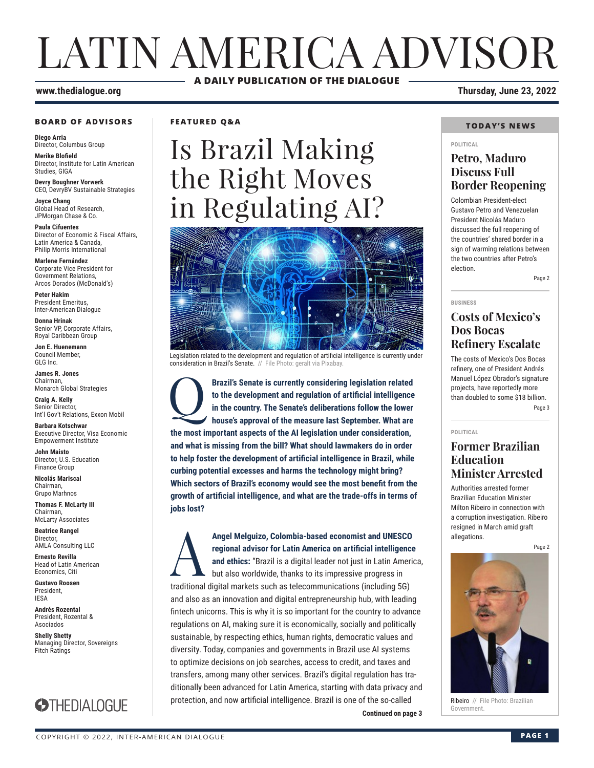# LATIN AMERICA ADVISOR

**A DAILY PUBLICATION OF THE DIALOGUE**

**www.thedialogue.org**

**Thursday, June 23, 2022**

## BOARD OF ADVISORS

**Diego Arria**
Director, Columbus Group

**Merike Blofield**
Director, Institute for Latin American Studies, GIGA

**Devry Boughner Vorwerk**
CEO, DevryBV Sustainable Strategies

**Joyce Chang**
Global Head of Research, JPMorgan Chase & Co.

**Paula Cifuentes**
Director of Economic & Fiscal Affairs, Latin America & Canada, Philip Morris International

**Marlene Fernández**
Corporate Vice President for Government Relations, Arcos Dorados (McDonald's)

**Peter Hakim**
President Emeritus, Inter-American Dialogue

**Donna Hrinak**
Senior VP, Corporate Affairs, Royal Caribbean Group

**Jon E. Huenemann**
Council Member, GLG Inc.

**James R. Jones**
Chairman, Monarch Global Strategies

**Craig A. Kelly**
Senior Director, Int'l Gov't Relations, Exxon Mobil

**Barbara Kotschwar**
Executive Director, Visa Economic Empowerment Institute

**John Maisto**
Director, U.S. Education Finance Group

**Nicolás Mariscal**
Chairman, Grupo Marhnos

**Thomas F. McLarty III**
Chairman, McLarty Associates

**Beatrice Rangel**
Director, AMLA Consulting LLC

**Ernesto Revilla**
Head of Latin American Economics, Citi

**Gustavo Roosen**
President, IESA

**Andrés Rozental**
President, Rozental & Asociados

**Shelly Shetty**
Managing Director, Sovereigns Fitch Ratings

THEDIALOGUE

## FEATURED Q&A

# Is Brazil Making the Right Moves in Regulating AI?

Legislation related to the development and regulation of artificial intelligence is currently under consideration in Brazil's Senate. // File Photo: geralt via Pixabay.

**Q: Brazil's Senate is currently considering legislation related to the development and regulation of artificial intelligence in the country. The Senate's deliberations follow the lower house's approval of the measure last September. What are the most important aspects of the AI legislation under consideration, and what is missing from the bill? What should lawmakers do in order to help foster the development of artificial intelligence in Brazil, while curbing potential excesses and harms the technology might bring? Which sectors of Brazil's economy would see the most benefit from the growth of artificial intelligence, and what are the trade-offs in terms of jobs lost?**

**A: Angel Melguizo, Colombia-based economist and UNESCO regional advisor for Latin America on artificial intelligence and ethics:** "Brazil is a digital leader not just in Latin America, but also worldwide, thanks to its impressive progress in traditional digital markets such as telecommunications (including 5G) and also as an innovation and digital entrepreneurship hub, with leading fintech unicorns. This is why it is so important for the country to advance regulations on AI, making sure it is economically, socially and politically sustainable, by respecting ethics, human rights, democratic values and diversity. Today, companies and governments in Brazil use AI systems to optimize decisions on job searches, access to credit, and taxes and transfers, among many other services. Brazil's digital regulation has traditionally been advanced for Latin America, starting with data privacy and protection, and now artificial intelligence. Brazil is one of the so-called

**Continued on page 3**

## TODAY'S NEWS

POLITICAL

### Petro, Maduro Discuss Full Border Reopening

Colombian President-elect Gustavo Petro and Venezuelan President Nicolás Maduro discussed the full reopening of the countries' shared border in a sign of warming relations between the two countries after Petro's election.

Page 2

BUSINESS

### Costs of Mexico's Dos Bocas Refinery Escalate

The costs of Mexico's Dos Bocas refinery, one of President Andrés Manuel López Obrador's signature projects, have reportedly more than doubled to some $18 billion.

Page 3

POLITICAL

### Former Brazilian Education Minister Arrested

Authorities arrested former Brazilian Education Minister Milton Ribeiro in connection with a corruption investigation. Ribeiro resigned in March amid graft allegations.

Page 2

Ribeiro // File Photo: Brazilian Government.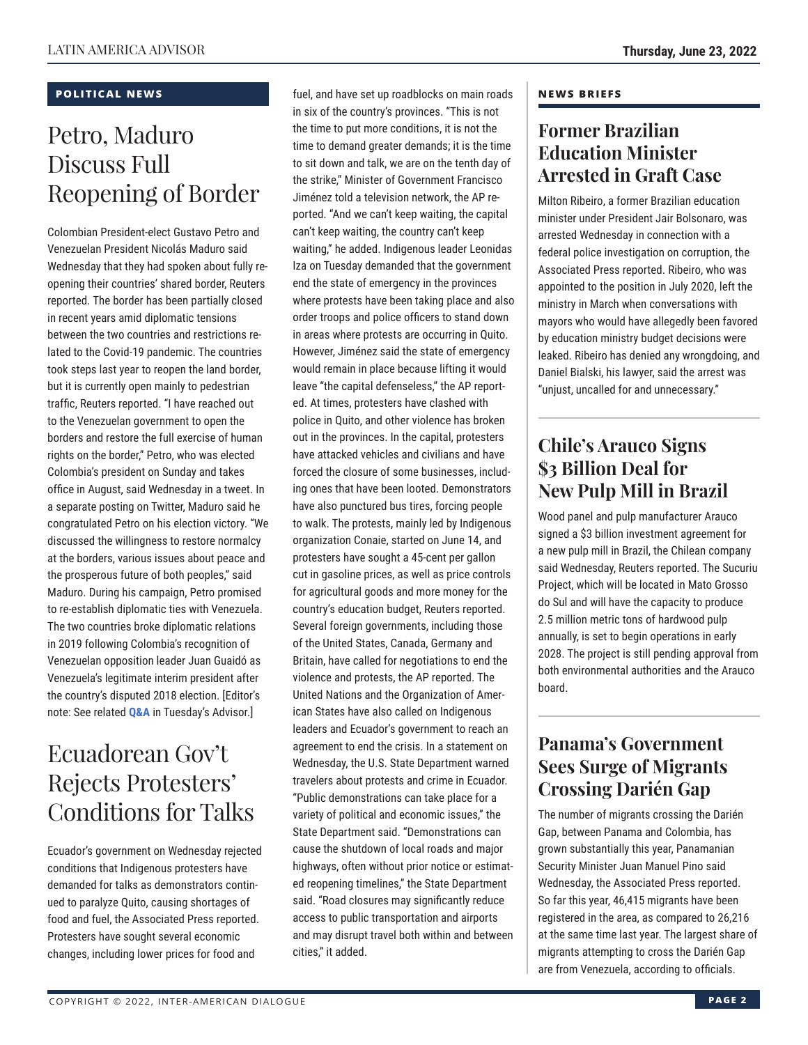## POLITICAL NEWS

# Petro, Maduro Discuss Full Reopening of Border

Colombian President-elect Gustavo Petro and Venezuelan President Nicolás Maduro said Wednesday that they had spoken about fully reopening their countries' shared border, Reuters reported. The border has been partially closed in recent years amid diplomatic tensions between the two countries and restrictions related to the Covid-19 pandemic. The countries took steps last year to reopen the land border, but it is currently open mainly to pedestrian traffic, Reuters reported. "I have reached out to the Venezuelan government to open the borders and restore the full exercise of human rights on the border," Petro, who was elected Colombia's president on Sunday and takes office in August, said Wednesday in a tweet. In a separate posting on Twitter, Maduro said he congratulated Petro on his election victory. "We discussed the willingness to restore normalcy at the borders, various issues about peace and the prosperous future of both peoples," said Maduro. During his campaign, Petro promised to re-establish diplomatic ties with Venezuela. The two countries broke diplomatic relations in 2019 following Colombia's recognition of Venezuelan opposition leader Juan Guaidó as Venezuela's legitimate interim president after the country's disputed 2018 election. [Editor's note: See related **Q&A** in Tuesday's Advisor.]

# Ecuadorean Gov't Rejects Protesters' Conditions for Talks

Ecuador's government on Wednesday rejected conditions that Indigenous protesters have demanded for talks as demonstrators continued to paralyze Quito, causing shortages of food and fuel, the Associated Press reported. Protesters have sought several economic changes, including lower prices for food and fuel, and have set up roadblocks on main roads in six of the country's provinces. "This is not the time to put more conditions, it is not the time to demand greater demands; it is the time to sit down and talk, we are on the tenth day of the strike," Minister of Government Francisco Jiménez told a television network, the AP reported. "And we can't keep waiting, the capital can't keep waiting, the country can't keep waiting," he added. Indigenous leader Leonidas Iza on Tuesday demanded that the government end the state of emergency in the provinces where protests have been taking place and also order troops and police officers to stand down in areas where protests are occurring in Quito. However, Jiménez said the state of emergency would remain in place because lifting it would leave "the capital defenseless," the AP reported. At times, protesters have clashed with police in Quito, and other violence has broken out in the provinces. In the capital, protesters have attacked vehicles and civilians and have forced the closure of some businesses, including ones that have been looted. Demonstrators have also punctured bus tires, forcing people to walk. The protests, mainly led by Indigenous organization Conaie, started on June 14, and protesters have sought a 45-cent per gallon cut in gasoline prices, as well as price controls for agricultural goods and more money for the country's education budget, Reuters reported. Several foreign governments, including those of the United States, Canada, Germany and Britain, have called for negotiations to end the violence and protests, the AP reported. The United Nations and the Organization of American States have also called on Indigenous leaders and Ecuador's government to reach an agreement to end the crisis. In a statement on Wednesday, the U.S. State Department warned travelers about protests and crime in Ecuador. "Public demonstrations can take place for a variety of political and economic issues," the State Department said. "Demonstrations can cause the shutdown of local roads and major highways, often without prior notice or estimated reopening timelines," the State Department said. "Road closures may significantly reduce access to public transportation and airports and may disrupt travel both within and between cities," it added.

## NEWS BRIEFS

### Former Brazilian Education Minister Arrested in Graft Case

Milton Ribeiro, a former Brazilian education minister under President Jair Bolsonaro, was arrested Wednesday in connection with a federal police investigation on corruption, the Associated Press reported. Ribeiro, who was appointed to the position in July 2020, left the ministry in March when conversations with mayors who would have allegedly been favored by education ministry budget decisions were leaked. Ribeiro has denied any wrongdoing, and Daniel Bialski, his lawyer, said the arrest was "unjust, uncalled for and unnecessary."

### Chile's Arauco Signs $3 Billion Deal for New Pulp Mill in Brazil

Wood panel and pulp manufacturer Arauco signed a $3 billion investment agreement for a new pulp mill in Brazil, the Chilean company said Wednesday, Reuters reported. The Sucuriu Project, which will be located in Mato Grosso do Sul and will have the capacity to produce 2.5 million metric tons of hardwood pulp annually, is set to begin operations in early 2028. The project is still pending approval from both environmental authorities and the Arauco board.

### Panama's Government Sees Surge of Migrants Crossing Darién Gap

The number of migrants crossing the Darién Gap, between Panama and Colombia, has grown substantially this year, Panamanian Security Minister Juan Manuel Pino said Wednesday, the Associated Press reported. So far this year, 46,415 migrants have been registered in the area, as compared to 26,216 at the same time last year. The largest share of migrants attempting to cross the Darién Gap are from Venezuela, according to officials.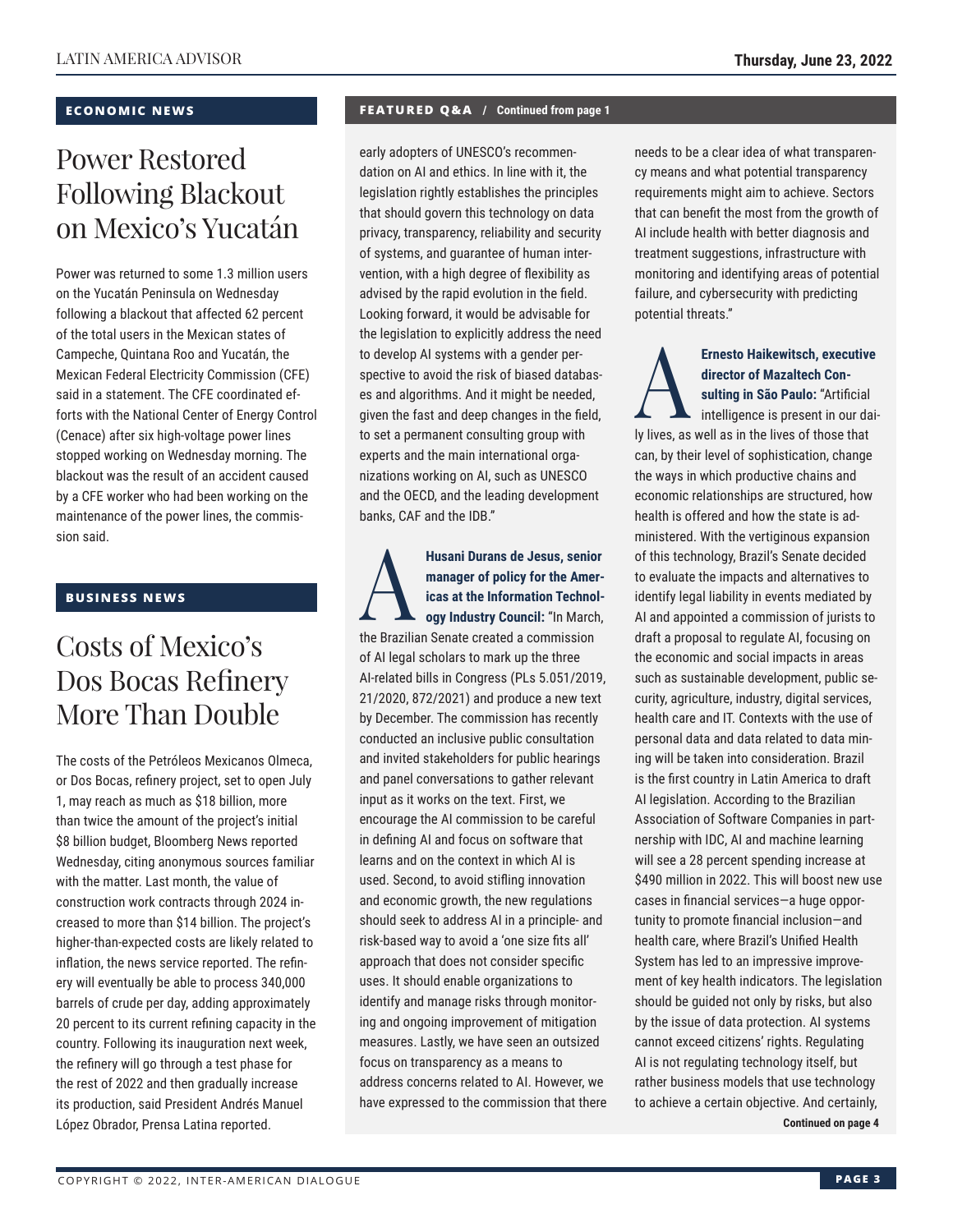## ECONOMIC NEWS

# Power Restored Following Blackout on Mexico's Yucatán

Power was returned to some 1.3 million users on the Yucatán Peninsula on Wednesday following a blackout that affected 62 percent of the total users in the Mexican states of Campeche, Quintana Roo and Yucatán, the Mexican Federal Electricity Commission (CFE) said in a statement. The CFE coordinated efforts with the National Center of Energy Control (Cenace) after six high-voltage power lines stopped working on Wednesday morning. The blackout was the result of an accident caused by a CFE worker who had been working on the maintenance of the power lines, the commission said.

## BUSINESS NEWS

# Costs of Mexico's Dos Bocas Refinery More Than Double

The costs of the Petróleos Mexicanos Olmeca, or Dos Bocas, refinery project, set to open July 1, may reach as much as $18 billion, more than twice the amount of the project's initial $8 billion budget, Bloomberg News reported Wednesday, citing anonymous sources familiar with the matter. Last month, the value of construction work contracts through 2024 increased to more than $14 billion. The project's higher-than-expected costs are likely related to inflation, the news service reported. The refinery will eventually be able to process 340,000 barrels of crude per day, adding approximately 20 percent to its current refining capacity in the country. Following its inauguration next week, the refinery will go through a test phase for the rest of 2022 and then gradually increase its production, said President Andrés Manuel López Obrador, Prensa Latina reported.

## FEATURED Q&A / Continued from page 1

early adopters of UNESCO's recommendation on AI and ethics. In line with it, the legislation rightly establishes the principles that should govern this technology on data privacy, transparency, reliability and security of systems, and guarantee of human intervention, with a high degree of flexibility as advised by the rapid evolution in the field. Looking forward, it would be advisable for the legislation to explicitly address the need to develop AI systems with a gender perspective to avoid the risk of biased databases and algorithms. And it might be needed, given the fast and deep changes in the field, to set a permanent consulting group with experts and the main international organizations working on AI, such as UNESCO and the OECD, and the leading development banks, CAF and the IDB."

**A** **Husani Durans de Jesus, senior manager of policy for the Americas at the Information Technology Industry Council:** "In March, the Brazilian Senate created a commission of AI legal scholars to mark up the three AI-related bills in Congress (PLs 5.051/2019, 21/2020, 872/2021) and produce a new text by December. The commission has recently conducted an inclusive public consultation and invited stakeholders for public hearings and panel conversations to gather relevant input as it works on the text. First, we encourage the AI commission to be careful in defining AI and focus on software that learns and on the context in which AI is used. Second, to avoid stifling innovation and economic growth, the new regulations should seek to address AI in a principle- and risk-based way to avoid a 'one size fits all' approach that does not consider specific uses. It should enable organizations to identify and manage risks through monitoring and ongoing improvement of mitigation measures. Lastly, we have seen an outsized focus on transparency as a means to address concerns related to AI. However, we have expressed to the commission that there needs to be a clear idea of what transparency means and what potential transparency requirements might aim to achieve. Sectors that can benefit the most from the growth of AI include health with better diagnosis and treatment suggestions, infrastructure with monitoring and identifying areas of potential failure, and cybersecurity with predicting potential threats."

**A** **Ernesto Haikewitsch, executive director of Mazaltech Consulting in São Paulo:** "Artificial intelligence is present in our daily lives, as well as in the lives of those that can, by their level of sophistication, change the ways in which productive chains and economic relationships are structured, how health is offered and how the state is administered. With the vertiginous expansion of this technology, Brazil's Senate decided to evaluate the impacts and alternatives to identify legal liability in events mediated by AI and appointed a commission of jurists to draft a proposal to regulate AI, focusing on the economic and social impacts in areas such as sustainable development, public security, agriculture, industry, digital services, health care and IT. Contexts with the use of personal data and data related to data mining will be taken into consideration. Brazil is the first country in Latin America to draft AI legislation. According to the Brazilian Association of Software Companies in partnership with IDC, AI and machine learning will see a 28 percent spending increase at $490 million in 2022. This will boost new use cases in financial services—a huge opportunity to promote financial inclusion—and health care, where Brazil's Unified Health System has led to an impressive improvement of key health indicators. The legislation should be guided not only by risks, but also by the issue of data protection. AI systems cannot exceed citizens' rights. Regulating AI is not regulating technology itself, but rather business models that use technology to achieve a certain objective. And certainly,

**Continued on page 4**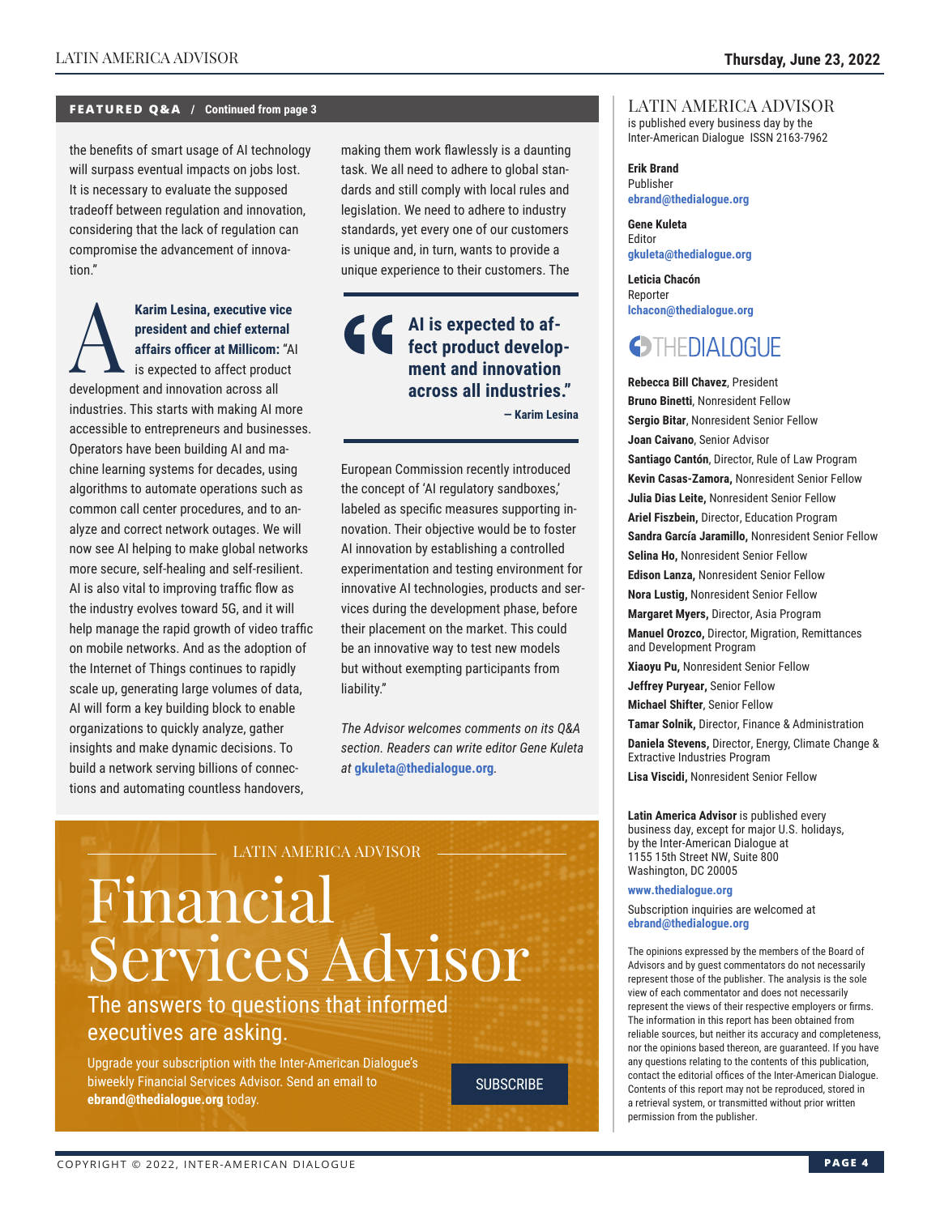**FEATURED Q&A / Continued from page 3**

the benefits of smart usage of AI technology will surpass eventual impacts on jobs lost. It is necessary to evaluate the supposed tradeoff between regulation and innovation, considering that the lack of regulation can compromise the advancement of innovation."

**A** **Karim Lesina, executive vice president and chief external affairs officer at Millicom:** "AI is expected to affect product development and innovation across all industries. This starts with making AI more accessible to entrepreneurs and businesses. Operators have been building AI and machine learning systems for decades, using algorithms to automate operations such as common call center procedures, and to analyze and correct network outages. We will now see AI helping to make global networks more secure, self-healing and self-resilient. AI is also vital to improving traffic flow as the industry evolves toward 5G, and it will help manage the rapid growth of video traffic on mobile networks. And as the adoption of the Internet of Things continues to rapidly scale up, generating large volumes of data, AI will form a key building block to enable organizations to quickly analyze, gather insights and make dynamic decisions. To build a network serving billions of connections and automating countless handovers, making them work flawlessly is a daunting task. We all need to adhere to global standards and still comply with local rules and legislation. We need to adhere to industry standards, yet every one of our customers is unique and, in turn, wants to provide a unique experience to their customers. The European Commission recently introduced the concept of 'AI regulatory sandboxes,' labeled as specific measures supporting innovation. Their objective would be to foster AI innovation by establishing a controlled experimentation and testing environment for innovative AI technologies, products and services during the development phase, before their placement on the market. This could be an innovative way to test new models but without exempting participants from liability."

> **"AI is expected to affect product development and innovation across all industries."**
> **— Karim Lesina**

*The Advisor welcomes comments on its Q&A section. Readers can write editor Gene Kuleta at* ***gkuleta@thedialogue.org****.*

---

LATIN AMERICA ADVISOR

# Financial Services Advisor

## The answers to questions that informed executives are asking.

Upgrade your subscription with the Inter-American Dialogue's biweekly Financial Services Advisor. Send an email to **ebrand@thedialogue.org** today.

SUBSCRIBE

---

LATIN AMERICA ADVISOR
is published every business day by the Inter-American Dialogue ISSN 2163-7962

**Erik Brand**
Publisher
**ebrand@thedialogue.org**

**Gene Kuleta**
Editor
**gkuleta@thedialogue.org**

**Leticia Chacón**
Reporter
**lchacon@thedialogue.org**

THEDIALOGUE

**Rebecca Bill Chavez**, President
**Bruno Binetti**, Nonresident Fellow
**Sergio Bitar**, Nonresident Senior Fellow
**Joan Caivano**, Senior Advisor
**Santiago Cantón**, Director, Rule of Law Program
**Kevin Casas-Zamora,** Nonresident Senior Fellow
**Julia Dias Leite,** Nonresident Senior Fellow
**Ariel Fiszbein,** Director, Education Program
**Sandra García Jaramillo,** Nonresident Senior Fellow
**Selina Ho,** Nonresident Senior Fellow
**Edison Lanza,** Nonresident Senior Fellow
**Nora Lustig,** Nonresident Senior Fellow
**Margaret Myers,** Director, Asia Program
**Manuel Orozco,** Director, Migration, Remittances and Development Program
**Xiaoyu Pu,** Nonresident Senior Fellow
**Jeffrey Puryear,** Senior Fellow
**Michael Shifter**, Senior Fellow
**Tamar Solnik,** Director, Finance & Administration
**Daniela Stevens,** Director, Energy, Climate Change & Extractive Industries Program
**Lisa Viscidi,** Nonresident Senior Fellow

**Latin America Advisor** is published every business day, except for major U.S. holidays, by the Inter-American Dialogue at 1155 15th Street NW, Suite 800 Washington, DC 20005

**www.thedialogue.org**

Subscription inquiries are welcomed at **ebrand@thedialogue.org**

The opinions expressed by the members of the Board of Advisors and by guest commentators do not necessarily represent those of the publisher. The analysis is the sole view of each commentator and does not necessarily represent the views of their respective employers or firms. The information in this report has been obtained from reliable sources, but neither its accuracy and completeness, nor the opinions based thereon, are guaranteed. If you have any questions relating to the contents of this publication, contact the editorial offices of the Inter-American Dialogue. Contents of this report may not be reproduced, stored in a retrieval system, or transmitted without prior written permission from the publisher.